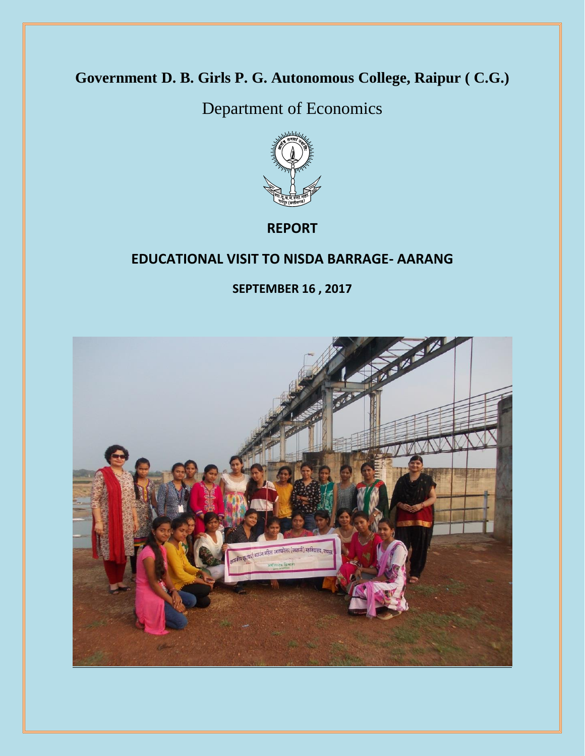# Government D. B. Girls P. G. Autonomous College, Raipur ( C.G.)

## Department of Economics

**REPORT**

**EDUCATIONAL VISIT TO NISDA BARRAGE- AARANG**

**SEPTEMBER 16 , 2017**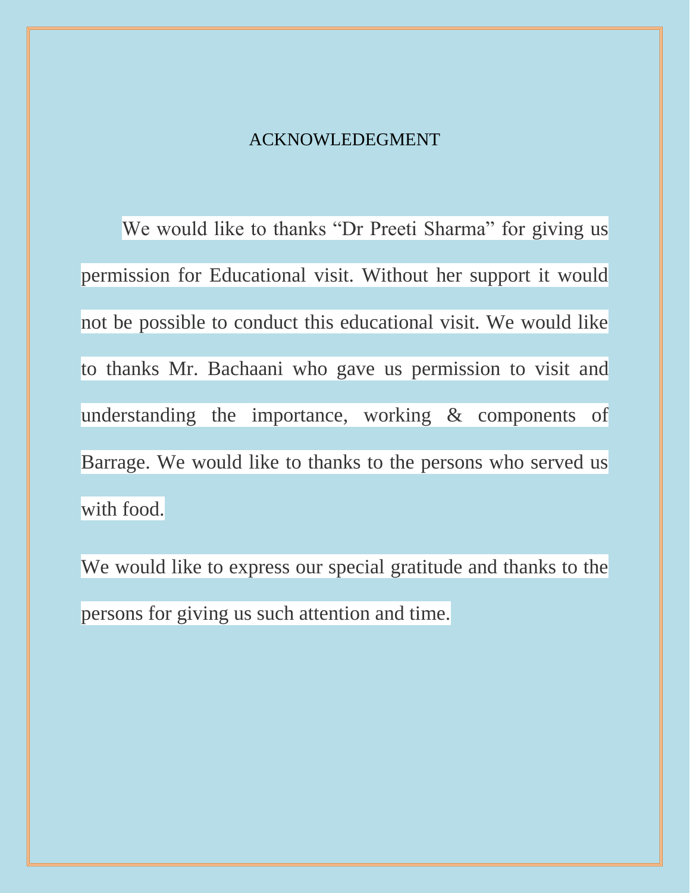# ACKNOWLEDEGMENT

We would like to thanks “Dr Preeti Sharma” for giving us permission for Educational visit. Without her support it would not be possible to conduct this educational visit. We would like to thanks Mr. Bachaani who gave us permission to visit and understanding the importance, working & components of Barrage. We would like to thanks to the persons who served us with food.

We would like to express our special gratitude and thanks to the persons for giving us such attention and time.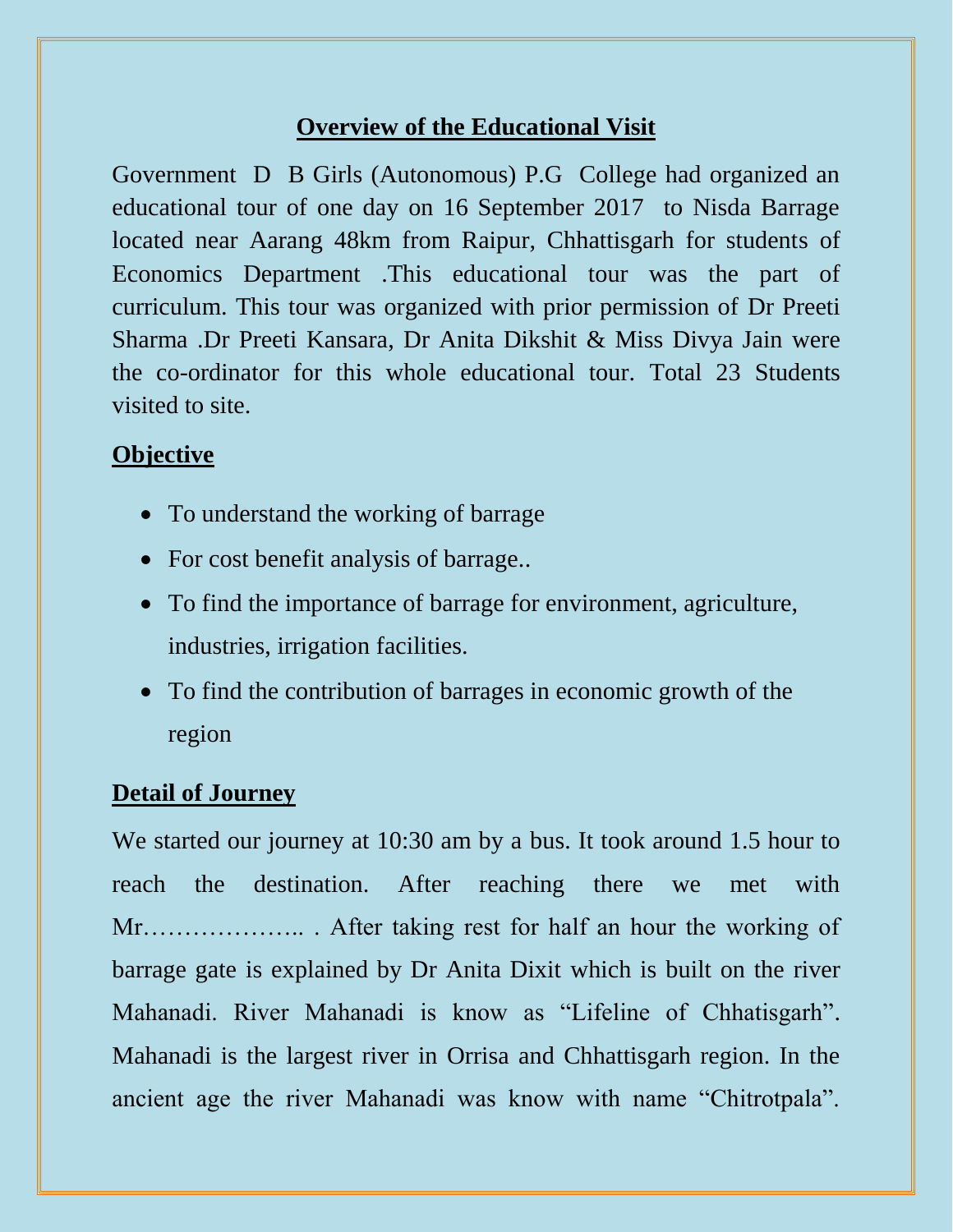## Overview of the Educational Visit

Government D B Girls (Autonomous) P.G College had organized an educational tour of one day on 16 September 2017 to Nisda Barrage located near Aarang 48km from Raipur, Chhattisgarh for students of Economics Department .This educational tour was the part of curriculum. This tour was organized with prior permission of Dr Preeti Sharma .Dr Preeti Kansara, Dr Anita Dikshit & Miss Divya Jain were the co-ordinator for this whole educational tour. Total 23 Students visited to site.

### Objective

- To understand the working of barrage
- For cost benefit analysis of barrage..
- To find the importance of barrage for environment, agriculture, industries, irrigation facilities.
- To find the contribution of barrages in economic growth of the region

### Detail of Journey

We started our journey at 10:30 am by a bus. It took around 1.5 hour to reach the destination. After reaching there we met with Mr……………….. . After taking rest for half an hour the working of barrage gate is explained by Dr Anita Dixit which is built on the river Mahanadi. River Mahanadi is know as "Lifeline of Chhatisgarh". Mahanadi is the largest river in Orrisa and Chhattisgarh region. In the ancient age the river Mahanadi was know with name "Chitrotpala".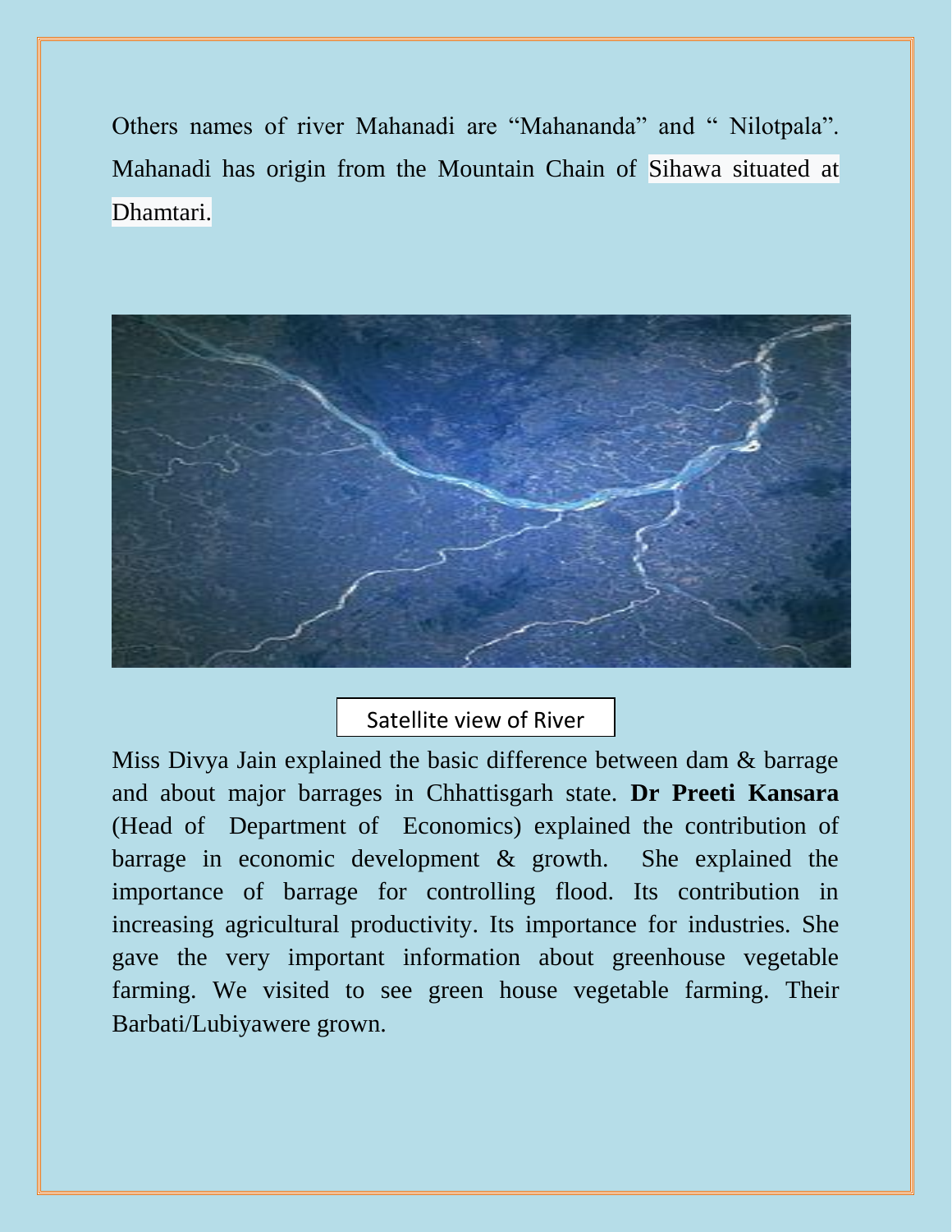Others names of river Mahanadi are "Mahananda" and " Nilotpala". Mahanadi has origin from the Mountain Chain of Sihawa situated at Dhamtari.

Satellite view of River

Miss Divya Jain explained the basic difference between dam & barrage and about major barrages in Chhattisgarh state. **Dr Preeti Kansara** (Head of Department of Economics) explained the contribution of barrage in economic development & growth. She explained the importance of barrage for controlling flood. Its contribution in increasing agricultural productivity. Its importance for industries. She gave the very important information about greenhouse vegetable farming. We visited to see green house vegetable farming. Their Barbati/Lubiyawere grown.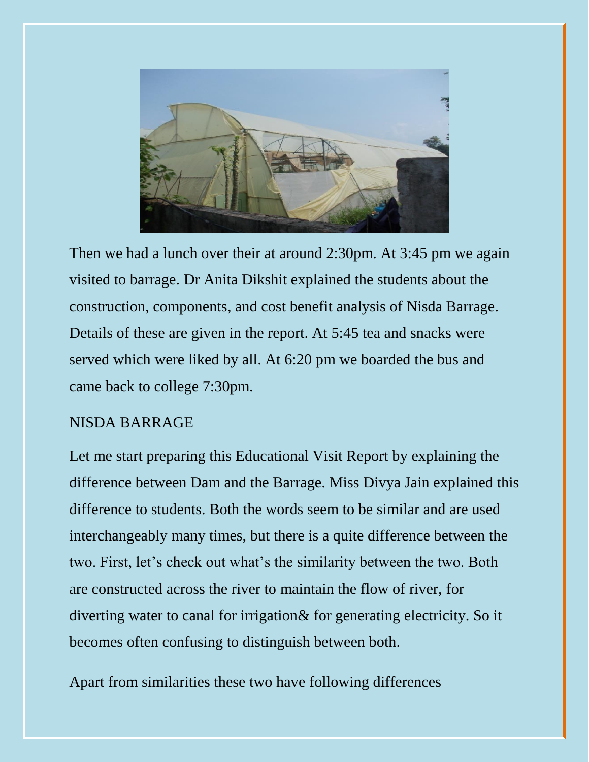Then we had a lunch over their at around 2:30pm. At 3:45 pm we again visited to barrage. Dr Anita Dikshit explained the students about the construction, components, and cost benefit analysis of Nisda Barrage. Details of these are given in the report. At 5:45 tea and snacks were served which were liked by all. At 6:20 pm we boarded the bus and came back to college 7:30pm.

## NISDA BARRAGE

Let me start preparing this Educational Visit Report by explaining the difference between Dam and the Barrage. Miss Divya Jain explained this difference to students. Both the words seem to be similar and are used interchangeably many times, but there is a quite difference between the two. First, let's check out what's the similarity between the two. Both are constructed across the river to maintain the flow of river, for diverting water to canal for irrigation& for generating electricity. So it becomes often confusing to distinguish between both.

Apart from similarities these two have following differences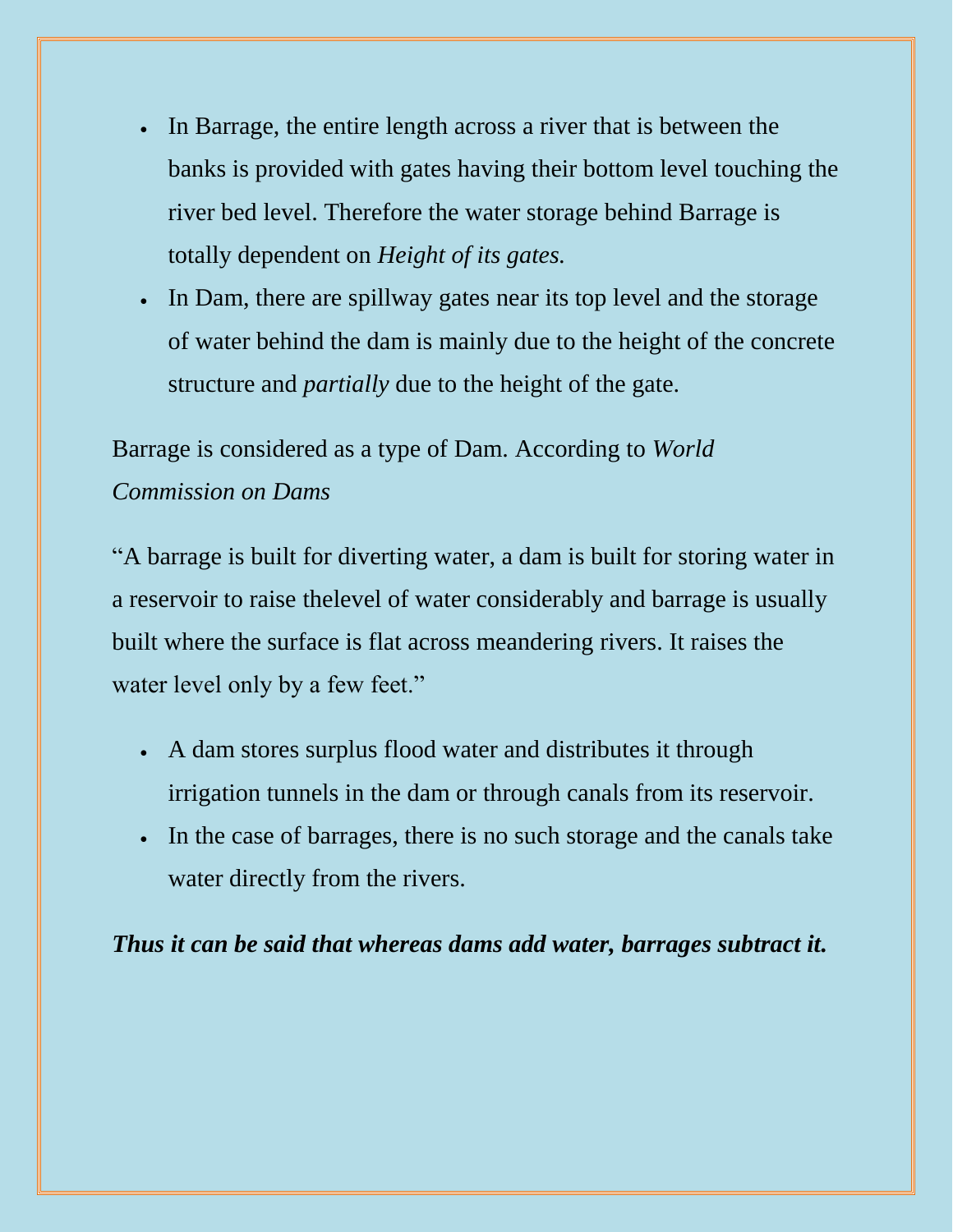- In Barrage, the entire length across a river that is between the banks is provided with gates having their bottom level touching the river bed level. Therefore the water storage behind Barrage is totally dependent on *Height of its gates.*
- In Dam, there are spillway gates near its top level and the storage of water behind the dam is mainly due to the height of the concrete structure and *partially* due to the height of the gate.

Barrage is considered as a type of Dam. According to *World Commission on Dams*

"A barrage is built for diverting water, a dam is built for storing water in a reservoir to raise thelevel of water considerably and barrage is usually built where the surface is flat across meandering rivers. It raises the water level only by a few feet."

- A dam stores surplus flood water and distributes it through irrigation tunnels in the dam or through canals from its reservoir.
- In the case of barrages, there is no such storage and the canals take water directly from the rivers.

***Thus it can be said that whereas dams add water, barrages subtract it.***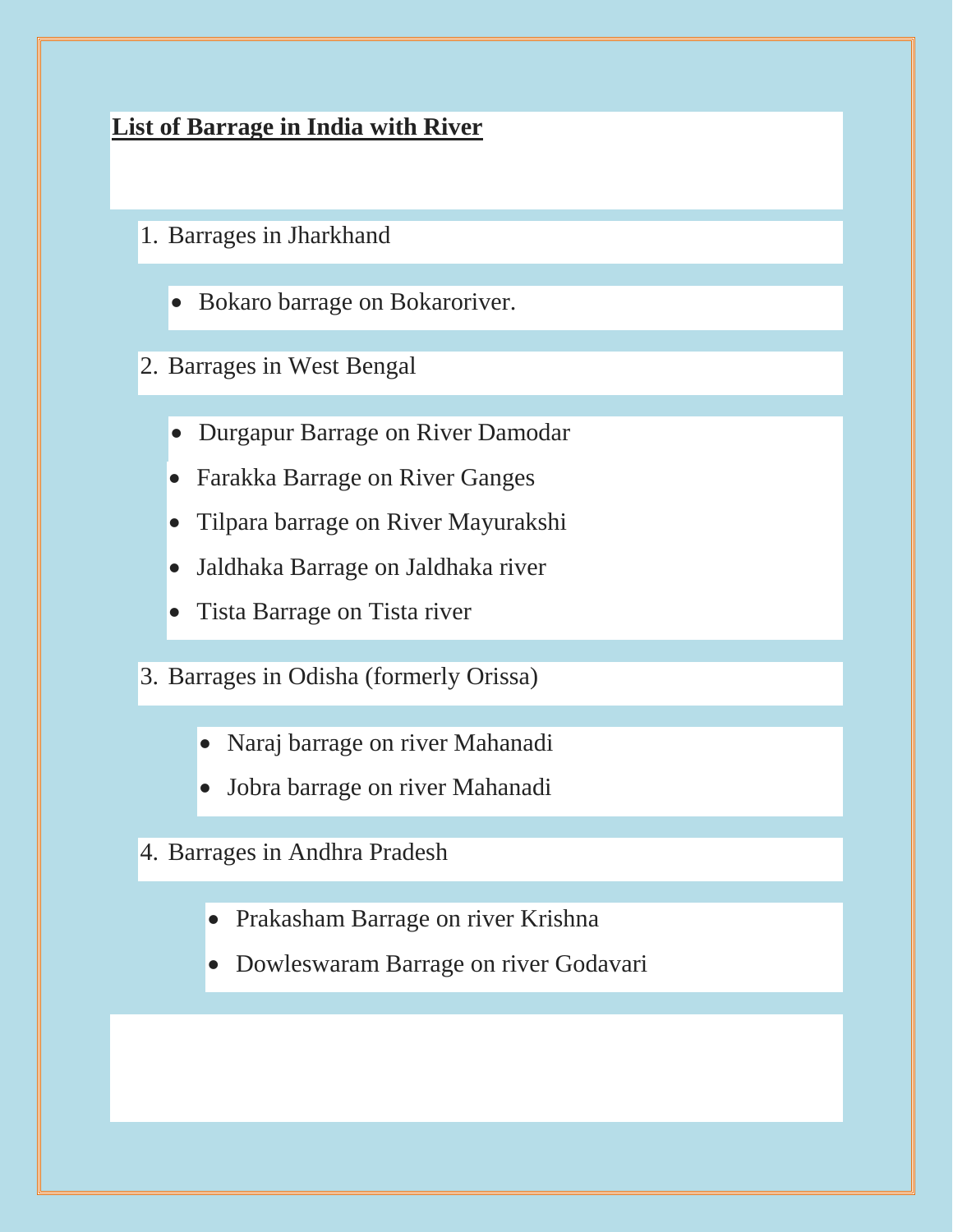**List of Barrage in India with River**

1. Barrages in Jharkhand

- Bokaro barrage on Bokaroriver.

2. Barrages in West Bengal

- Durgapur Barrage on River Damodar
- Farakka Barrage on River Ganges
- Tilpara barrage on River Mayurakshi
- Jaldhaka Barrage on Jaldhaka river
- Tista Barrage on Tista river

3. Barrages in Odisha (formerly Orissa)

- Naraj barrage on river Mahanadi
- Jobra barrage on river Mahanadi

4. Barrages in Andhra Pradesh

- Prakasham Barrage on river Krishna
- Dowleswaram Barrage on river Godavari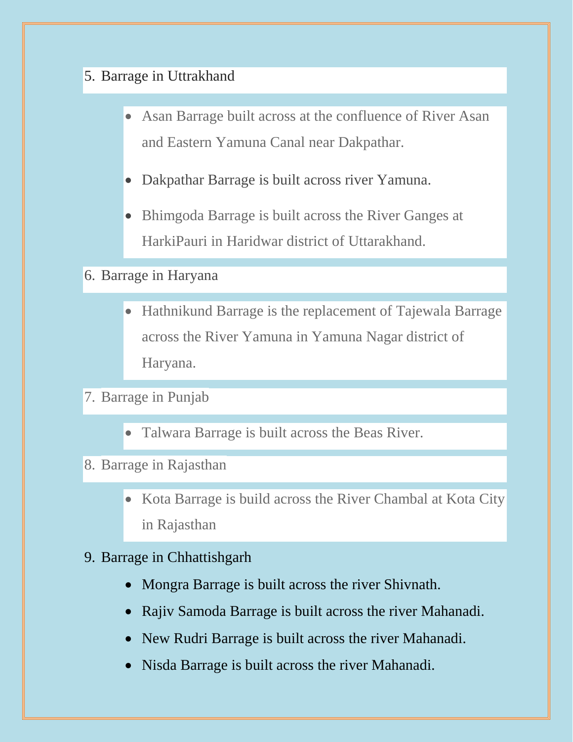5. Barrage in Uttrakhand

    - Asan Barrage built across at the confluence of River Asan and Eastern Yamuna Canal near Dakpathar.
    - Dakpathar Barrage is built across river Yamuna.
    - Bhimgoda Barrage is built across the River Ganges at HarkiPauri in Haridwar district of Uttarakhand.

6. Barrage in Haryana

    - Hathnikund Barrage is the replacement of Tajewala Barrage across the River Yamuna in Yamuna Nagar district of Haryana.

7. Barrage in Punjab

    - Talwara Barrage is built across the Beas River.

8. Barrage in Rajasthan

    - Kota Barrage is build across the River Chambal at Kota City in Rajasthan

9. Barrage in Chhattishgarh

    - Mongra Barrage is built across the river Shivnath.
    - Rajiv Samoda Barrage is built across the river Mahanadi.
    - New Rudri Barrage is built across the river Mahanadi.
    - Nisda Barrage is built across the river Mahanadi.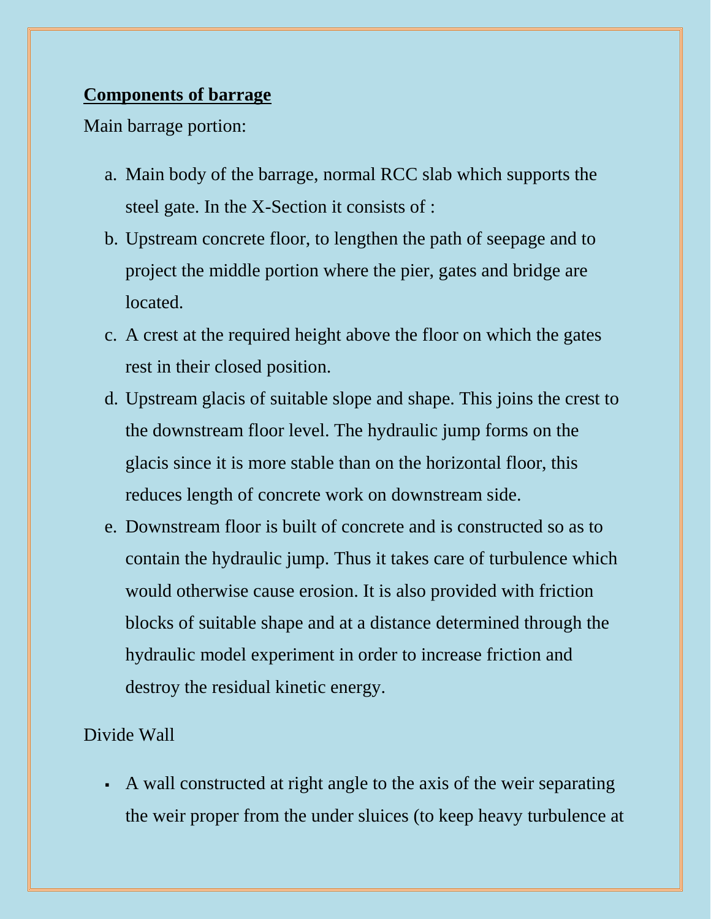**<u>Components of barrage</u>**

Main barrage portion:

a. Main body of the barrage, normal RCC slab which supports the steel gate. In the X-Section it consists of :
b. Upstream concrete floor, to lengthen the path of seepage and to project the middle portion where the pier, gates and bridge are located.
c. A crest at the required height above the floor on which the gates rest in their closed position.
d. Upstream glacis of suitable slope and shape. This joins the crest to the downstream floor level. The hydraulic jump forms on the glacis since it is more stable than on the horizontal floor, this reduces length of concrete work on downstream side.
e. Downstream floor is built of concrete and is constructed so as to contain the hydraulic jump. Thus it takes care of turbulence which would otherwise cause erosion. It is also provided with friction blocks of suitable shape and at a distance determined through the hydraulic model experiment in order to increase friction and destroy the residual kinetic energy.

Divide Wall

- A wall constructed at right angle to the axis of the weir separating the weir proper from the under sluices (to keep heavy turbulence at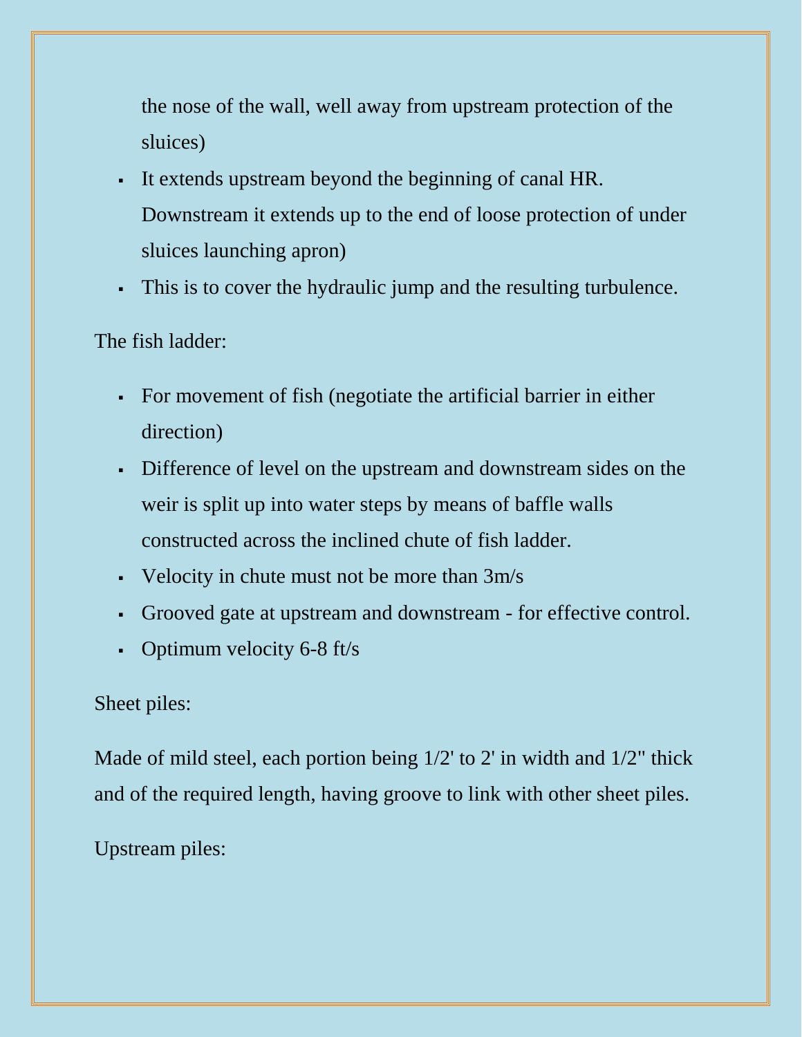the nose of the wall, well away from upstream protection of the sluices)

- It extends upstream beyond the beginning of canal HR. Downstream it extends up to the end of loose protection of under sluices launching apron)
- This is to cover the hydraulic jump and the resulting turbulence.

The fish ladder:

- For movement of fish (negotiate the artificial barrier in either direction)
- Difference of level on the upstream and downstream sides on the weir is split up into water steps by means of baffle walls constructed across the inclined chute of fish ladder.
- Velocity in chute must not be more than 3m/s
- Grooved gate at upstream and downstream - for effective control.
- Optimum velocity 6-8 ft/s

Sheet piles:

Made of mild steel, each portion being 1/2' to 2' in width and 1/2" thick and of the required length, having groove to link with other sheet piles.

Upstream piles: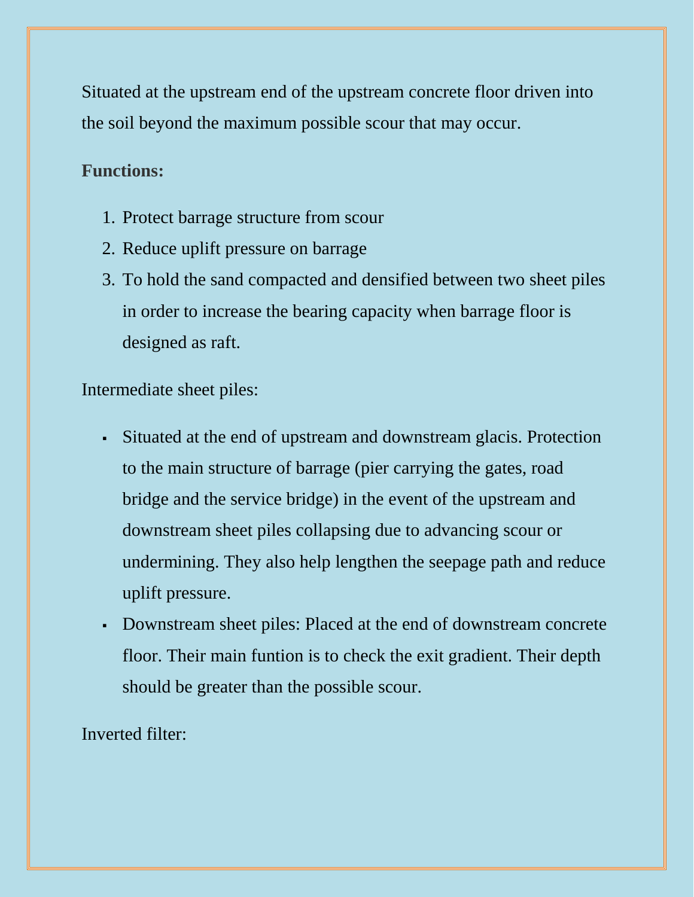Situated at the upstream end of the upstream concrete floor driven into the soil beyond the maximum possible scour that may occur.

**Functions:**

1. Protect barrage structure from scour
2. Reduce uplift pressure on barrage
3. To hold the sand compacted and densified between two sheet piles in order to increase the bearing capacity when barrage floor is designed as raft.

Intermediate sheet piles:

- Situated at the end of upstream and downstream glacis. Protection to the main structure of barrage (pier carrying the gates, road bridge and the service bridge) in the event of the upstream and downstream sheet piles collapsing due to advancing scour or undermining. They also help lengthen the seepage path and reduce uplift pressure.
- Downstream sheet piles: Placed at the end of downstream concrete floor. Their main funtion is to check the exit gradient. Their depth should be greater than the possible scour.

Inverted filter: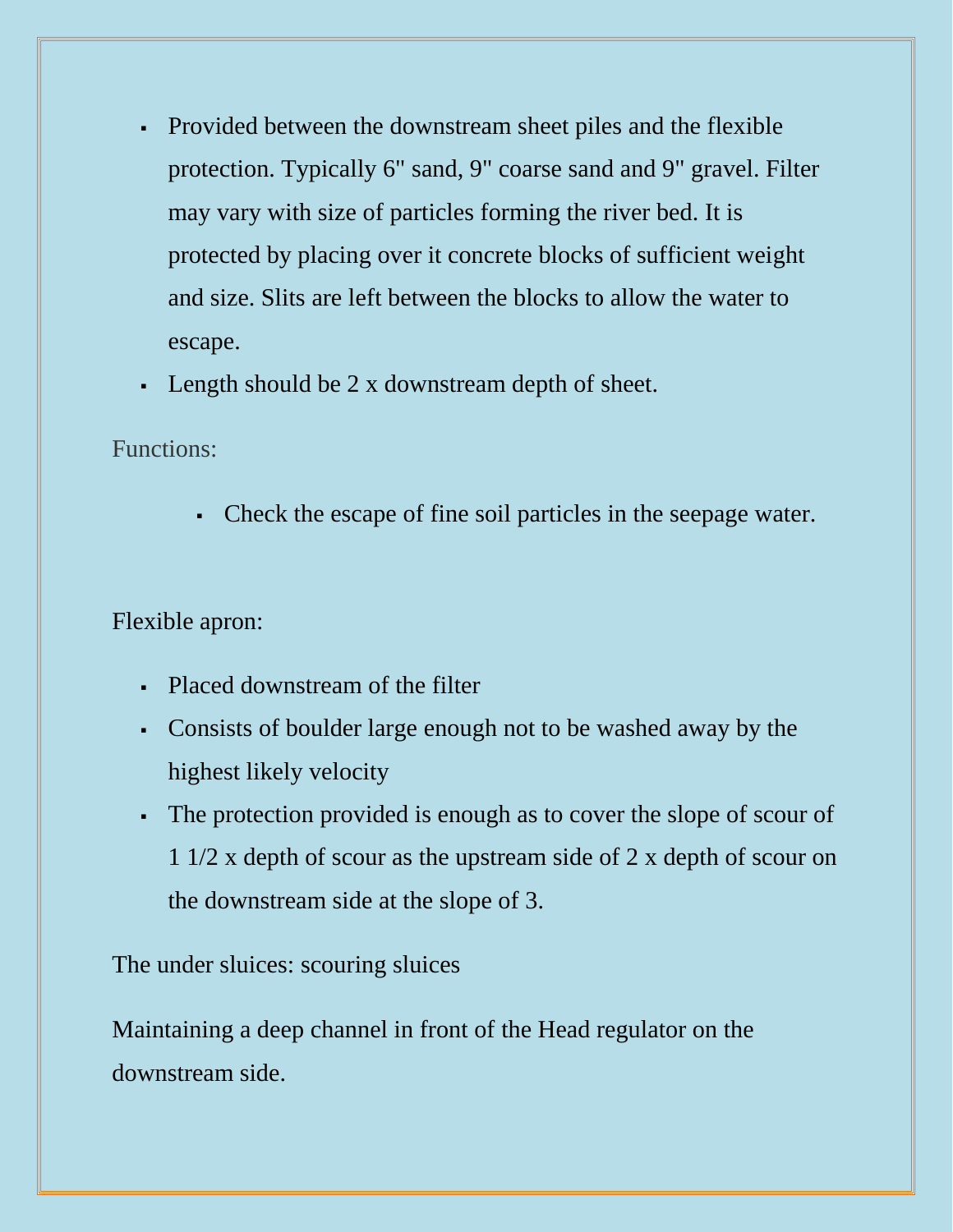- Provided between the downstream sheet piles and the flexible protection. Typically 6" sand, 9" coarse sand and 9" gravel. Filter may vary with size of particles forming the river bed. It is protected by placing over it concrete blocks of sufficient weight and size. Slits are left between the blocks to allow the water to escape.
- Length should be 2 x downstream depth of sheet.

Functions:

- Check the escape of fine soil particles in the seepage water.

Flexible apron:

- Placed downstream of the filter
- Consists of boulder large enough not to be washed away by the highest likely velocity
- The protection provided is enough as to cover the slope of scour of 1 1/2 x depth of scour as the upstream side of 2 x depth of scour on the downstream side at the slope of 3.

The under sluices: scouring sluices

Maintaining a deep channel in front of the Head regulator on the downstream side.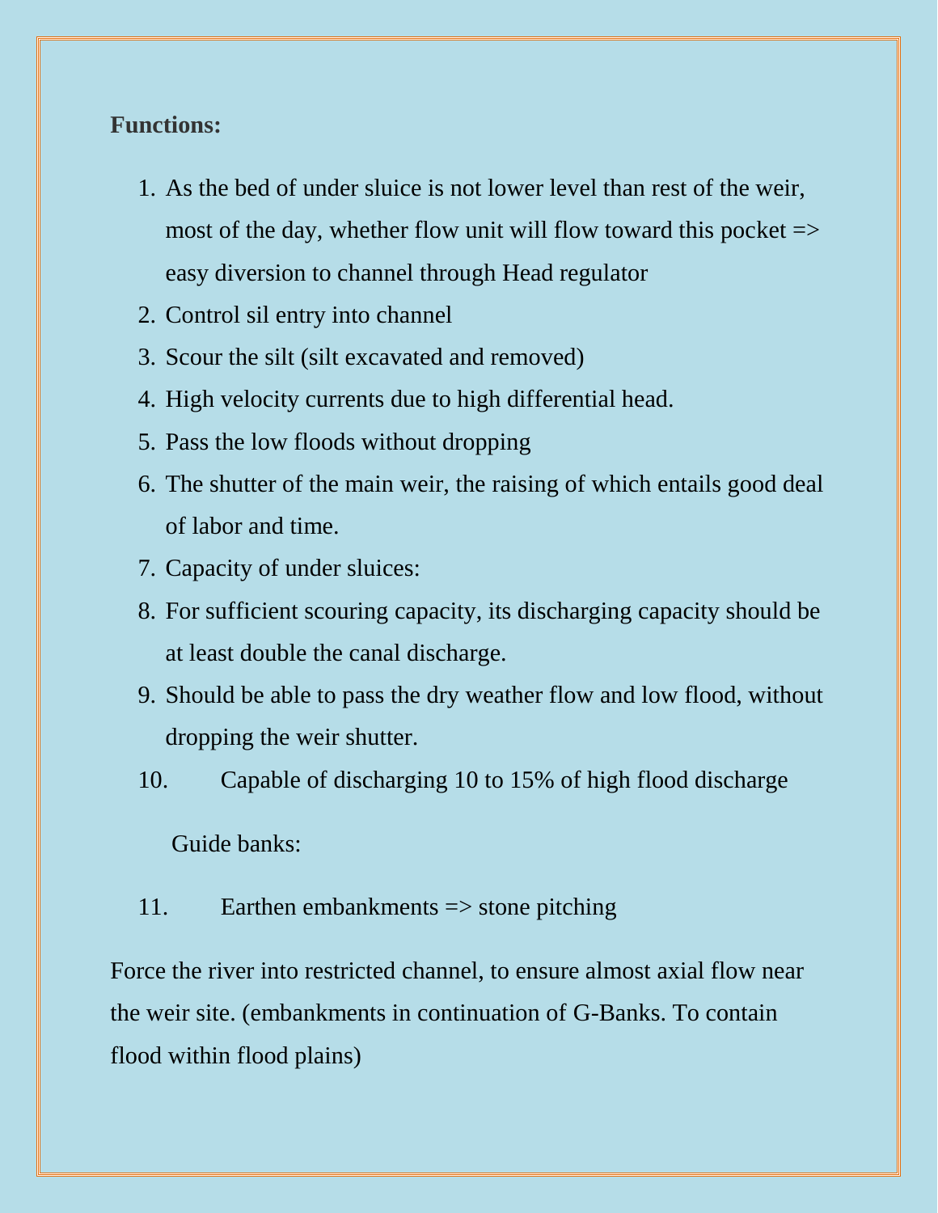**Functions:**

1. As the bed of under sluice is not lower level than rest of the weir, most of the day, whether flow unit will flow toward this pocket => easy diversion to channel through Head regulator
2. Control sil entry into channel
3. Scour the silt (silt excavated and removed)
4. High velocity currents due to high differential head.
5. Pass the low floods without dropping
6. The shutter of the main weir, the raising of which entails good deal of labor and time.
7. Capacity of under sluices:
8. For sufficient scouring capacity, its discharging capacity should be at least double the canal discharge.
9. Should be able to pass the dry weather flow and low flood, without dropping the weir shutter.
10. Capable of discharging 10 to 15% of high flood discharge

Guide banks:

11. Earthen embankments => stone pitching

Force the river into restricted channel, to ensure almost axial flow near the weir site. (embankments in continuation of G-Banks. To contain flood within flood plains)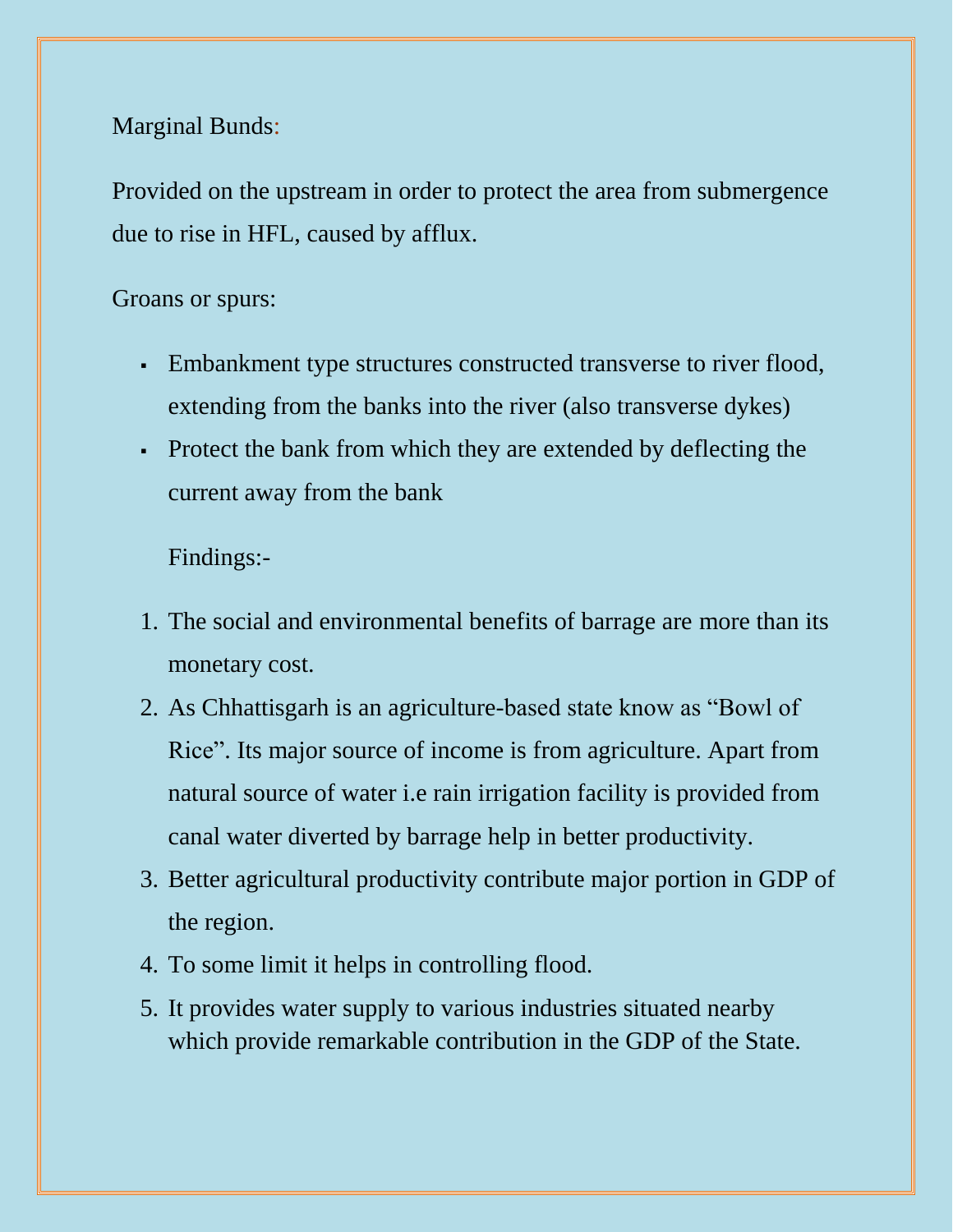Marginal Bunds:

Provided on the upstream in order to protect the area from submergence due to rise in HFL, caused by afflux.

Groans or spurs:

- Embankment type structures constructed transverse to river flood, extending from the banks into the river (also transverse dykes)
- Protect the bank from which they are extended by deflecting the current away from the bank

Findings:-

1. The social and environmental benefits of barrage are more than its monetary cost.
2. As Chhattisgarh is an agriculture-based state know as "Bowl of Rice". Its major source of income is from agriculture. Apart from natural source of water i.e rain irrigation facility is provided from canal water diverted by barrage help in better productivity.
3. Better agricultural productivity contribute major portion in GDP of the region.
4. To some limit it helps in controlling flood.
5. It provides water supply to various industries situated nearby which provide remarkable contribution in the GDP of the State.